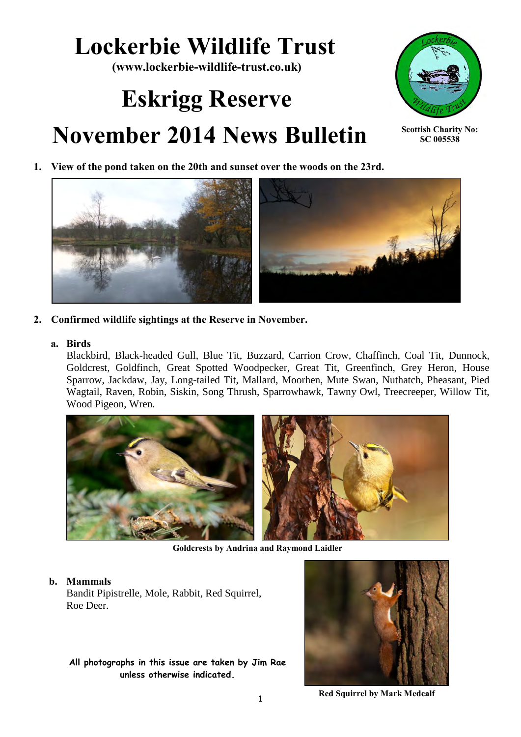# Lockerbie Wildlife Trust

**(www.lockerbie-wildlife-trust.co.uk)**

# Eskrigg Reserve

# November 2014 News Bulletin

**Scottish Charity No: SC 005538**

1. **View of the pond taken on the 20th and sunset over the woods on the 23rd.**

2. **Confirmed wildlife sightings at the Reserve in November.**

   a. **Birds**

   Blackbird, Black-headed Gull, Blue Tit, Buzzard, Carrion Crow, Chaffinch, Coal Tit, Dunnock, Goldcrest, Goldfinch, Great Spotted Woodpecker, Great Tit, Greenfinch, Grey Heron, House Sparrow, Jackdaw, Jay, Long-tailed Tit, Mallard, Moorhen, Mute Swan, Nuthatch, Pheasant, Pied Wagtail, Raven, Robin, Siskin, Song Thrush, Sparrowhawk, Tawny Owl, Treecreeper, Willow Tit, Wood Pigeon, Wren.

   **Goldcrests by Andrina and Raymond Laidler**

   b. **Mammals**

   Bandit Pipistrelle, Mole, Rabbit, Red Squirrel, Roe Deer.

**All photographs in this issue are taken by Jim Rae unless otherwise indicated.**

**Red Squirrel by Mark Medcalf**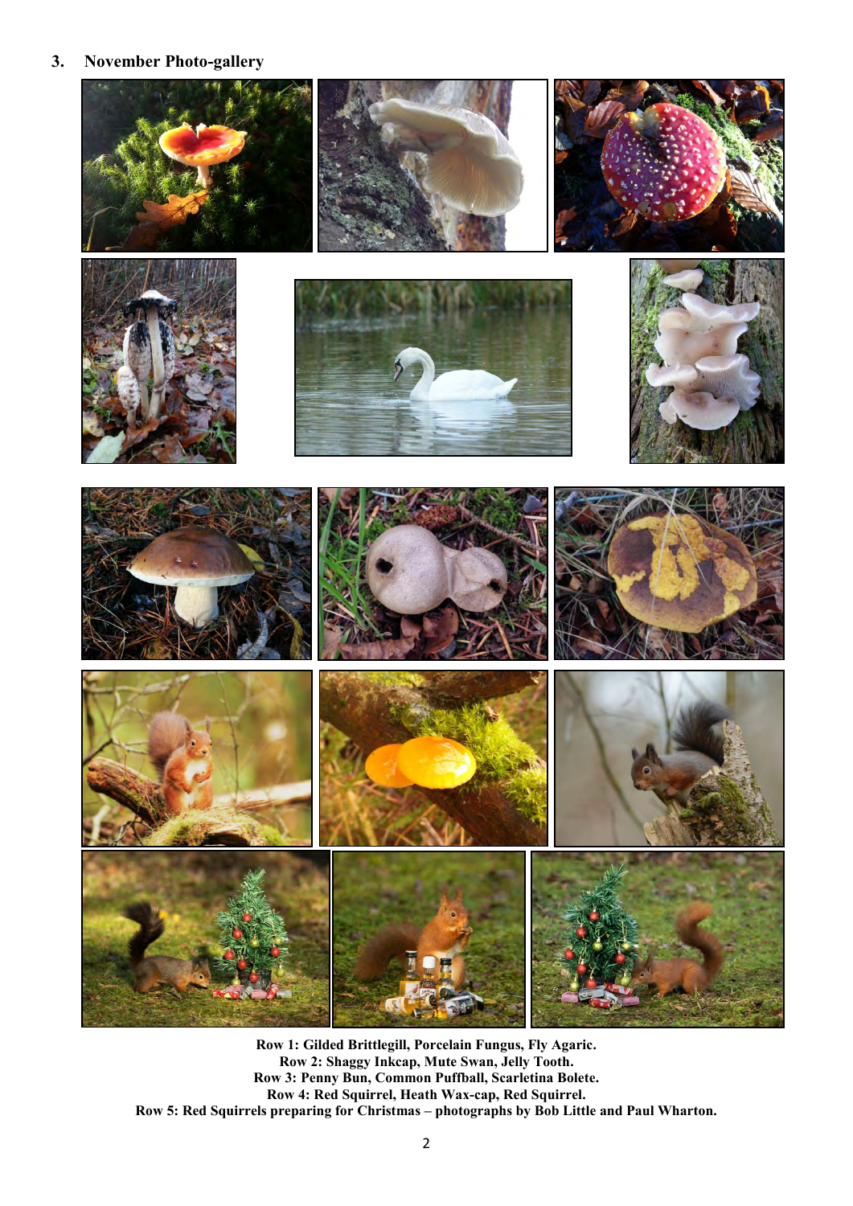## 3. November Photo-gallery

**Row 1: Gilded Brittlegill, Porcelain Fungus, Fly Agaric.**
**Row 2: Shaggy Inkcap, Mute Swan, Jelly Tooth.**
**Row 3: Penny Bun, Common Puffball, Scarletina Bolete.**
**Row 4: Red Squirrel, Heath Wax-cap, Red Squirrel.**
**Row 5: Red Squirrels preparing for Christmas – photographs by Bob Little and Paul Wharton.**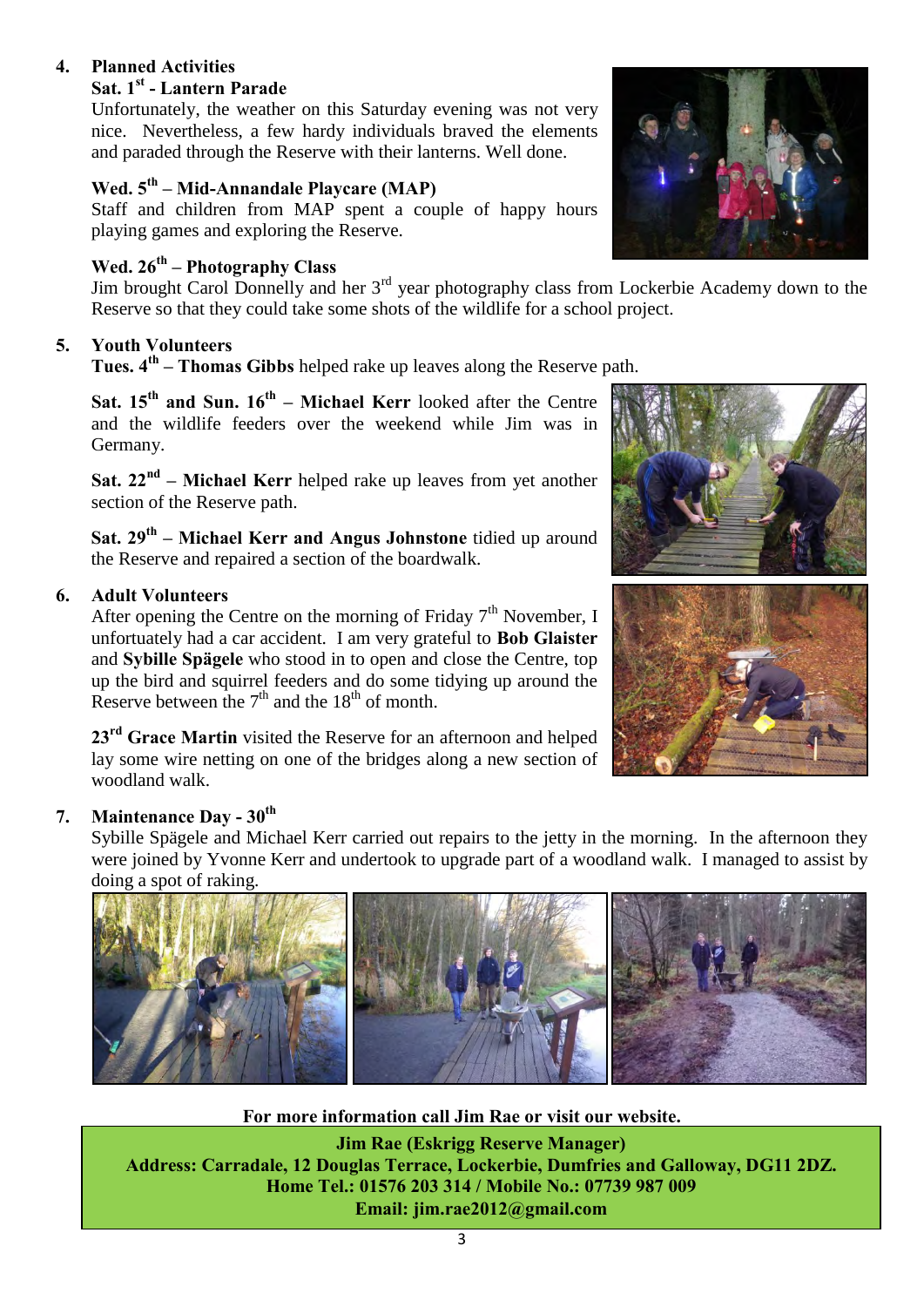## 4. Planned Activities

**Sat. 1st - Lantern Parade**

Unfortunately, the weather on this Saturday evening was not very nice. Nevertheless, a few hardy individuals braved the elements and paraded through the Reserve with their lanterns. Well done.

**Wed. 5th – Mid-Annandale Playcare (MAP)**

Staff and children from MAP spent a couple of happy hours playing games and exploring the Reserve.

**Wed. 26th – Photography Class**

Jim brought Carol Donnelly and her 3rd year photography class from Lockerbie Academy down to the Reserve so that they could take some shots of the wildlife for a school project.

## 5. Youth Volunteers

**Tues. 4th – Thomas Gibbs** helped rake up leaves along the Reserve path.

**Sat. 15th and Sun. 16th – Michael Kerr** looked after the Centre and the wildlife feeders over the weekend while Jim was in Germany.

**Sat. 22nd – Michael Kerr** helped rake up leaves from yet another section of the Reserve path.

**Sat. 29th – Michael Kerr and Angus Johnstone** tidied up around the Reserve and repaired a section of the boardwalk.

## 6. Adult Volunteers

After opening the Centre on the morning of Friday 7th November, I unfortunately had a car accident. I am very grateful to **Bob Glaister** and **Sybille Spägele** who stood in to open and close the Centre, top up the bird and squirrel feeders and do some tidying up around the Reserve between the 7th and the 18th of month.

**23rd Grace Martin** visited the Reserve for an afternoon and helped lay some wire netting on one of the bridges along a new section of woodland walk.

## 7. Maintenance Day - 30th

Sybille Spägele and Michael Kerr carried out repairs to the jetty in the morning. In the afternoon they were joined by Yvonne Kerr and undertook to upgrade part of a woodland walk. I managed to assist by doing a spot of raking.

**For more information call Jim Rae or visit our website.**

**Jim Rae (Eskrigg Reserve Manager)**
**Address: Carradale, 12 Douglas Terrace, Lockerbie, Dumfries and Galloway, DG11 2DZ.**
**Home Tel.: 01576 203 314 / Mobile No.: 07739 987 009**
**Email: jim.rae2012@gmail.com**